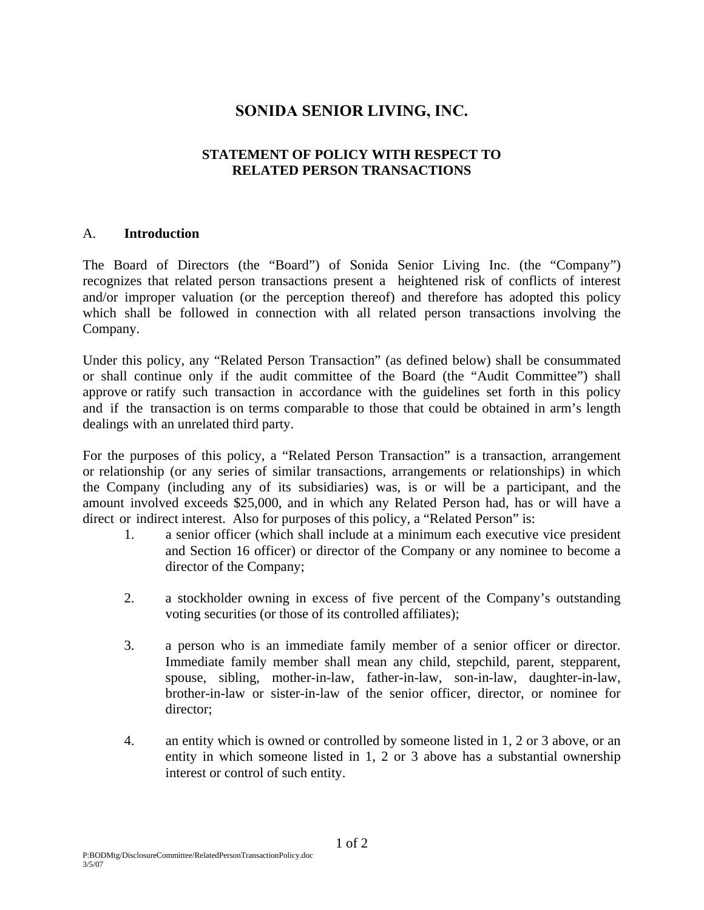# SONIDA SENIOR LIVING, INC.

## STATEMENT OF POLICY WITH RESPECT TO RELATED PERSON TRANSACTIONS

### A. **Introduction**

The Board of Directors (the "Board") of Sonida Senior Living Inc. (the "Company") recognizes that related person transactions present a heightened risk of conflicts of interest and/or improper valuation (or the perception thereof) and therefore has adopted this policy which shall be followed in connection with all related person transactions involving the Company.

Under this policy, any "Related Person Transaction" (as defined below) shall be consummated or shall continue only if the audit committee of the Board (the "Audit Committee") shall approve or ratify such transaction in accordance with the guidelines set forth in this policy and if the transaction is on terms comparable to those that could be obtained in arm's length dealings with an unrelated third party.

For the purposes of this policy, a "Related Person Transaction" is a transaction, arrangement or relationship (or any series of similar transactions, arrangements or relationships) in which the Company (including any of its subsidiaries) was, is or will be a participant, and the amount involved exceeds $25,000, and in which any Related Person had, has or will have a direct or indirect interest. Also for purposes of this policy, a "Related Person" is:

1. a senior officer (which shall include at a minimum each executive vice president and Section 16 officer) or director of the Company or any nominee to become a director of the Company;

2. a stockholder owning in excess of five percent of the Company's outstanding voting securities (or those of its controlled affiliates);

3. a person who is an immediate family member of a senior officer or director. Immediate family member shall mean any child, stepchild, parent, stepparent, spouse, sibling, mother-in-law, father-in-law, son-in-law, daughter-in-law, brother-in-law or sister-in-law of the senior officer, director, or nominee for director;

4. an entity which is owned or controlled by someone listed in 1, 2 or 3 above, or an entity in which someone listed in 1, 2 or 3 above has a substantial ownership interest or control of such entity.

P:BODMtg/DisclosureCommittee/RelatedPersonTransactionPolicy.doc
3/5/07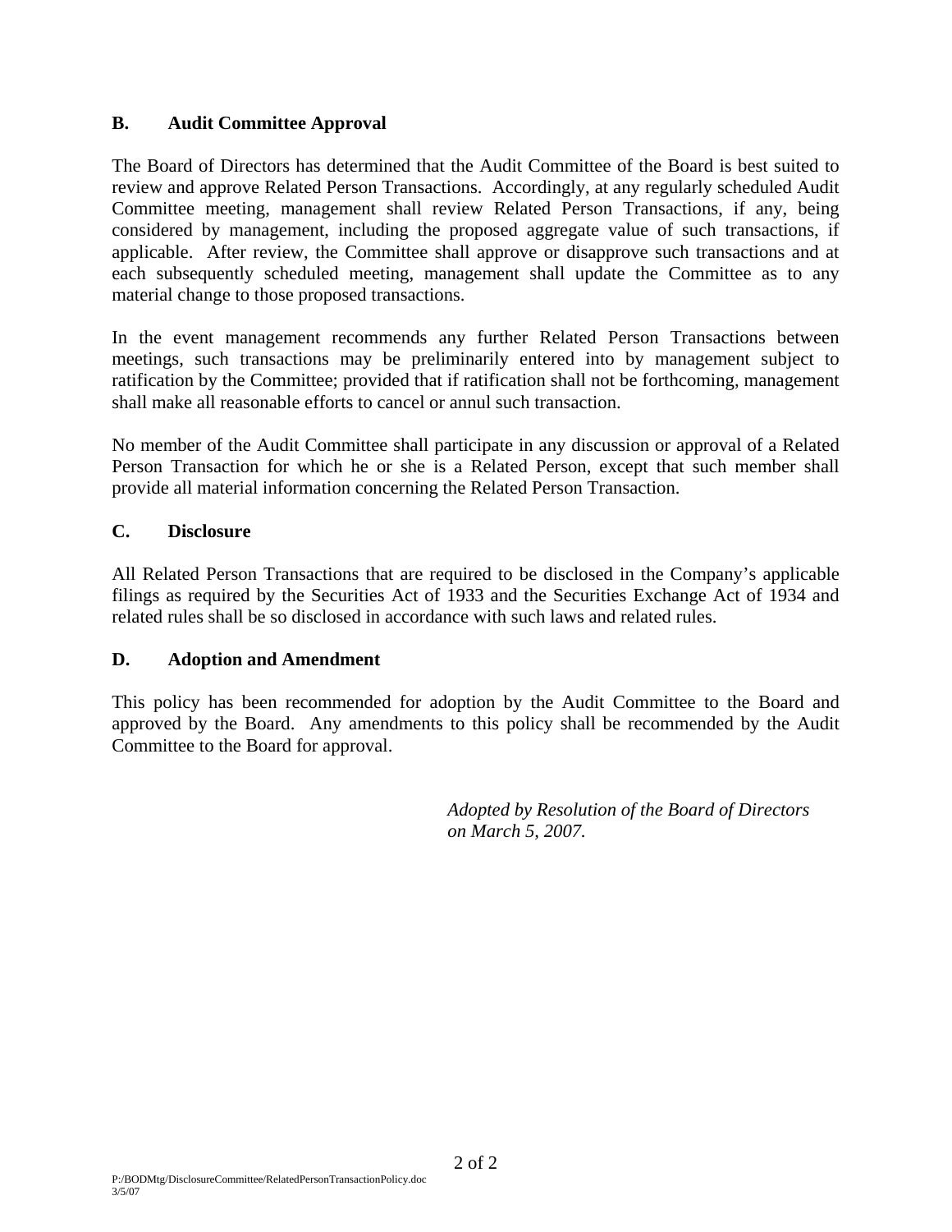## B. Audit Committee Approval

The Board of Directors has determined that the Audit Committee of the Board is best suited to review and approve Related Person Transactions. Accordingly, at any regularly scheduled Audit Committee meeting, management shall review Related Person Transactions, if any, being considered by management, including the proposed aggregate value of such transactions, if applicable. After review, the Committee shall approve or disapprove such transactions and at each subsequently scheduled meeting, management shall update the Committee as to any material change to those proposed transactions.

In the event management recommends any further Related Person Transactions between meetings, such transactions may be preliminarily entered into by management subject to ratification by the Committee; provided that if ratification shall not be forthcoming, management shall make all reasonable efforts to cancel or annul such transaction.

No member of the Audit Committee shall participate in any discussion or approval of a Related Person Transaction for which he or she is a Related Person, except that such member shall provide all material information concerning the Related Person Transaction.

## C. Disclosure

All Related Person Transactions that are required to be disclosed in the Company's applicable filings as required by the Securities Act of 1933 and the Securities Exchange Act of 1934 and related rules shall be so disclosed in accordance with such laws and related rules.

## D. Adoption and Amendment

This policy has been recommended for adoption by the Audit Committee to the Board and approved by the Board. Any amendments to this policy shall be recommended by the Audit Committee to the Board for approval.

*Adopted by Resolution of the Board of Directors on March 5, 2007.*

P:/BODMtg/DisclosureCommittee/RelatedPersonTransactionPolicy.doc
3/5/07